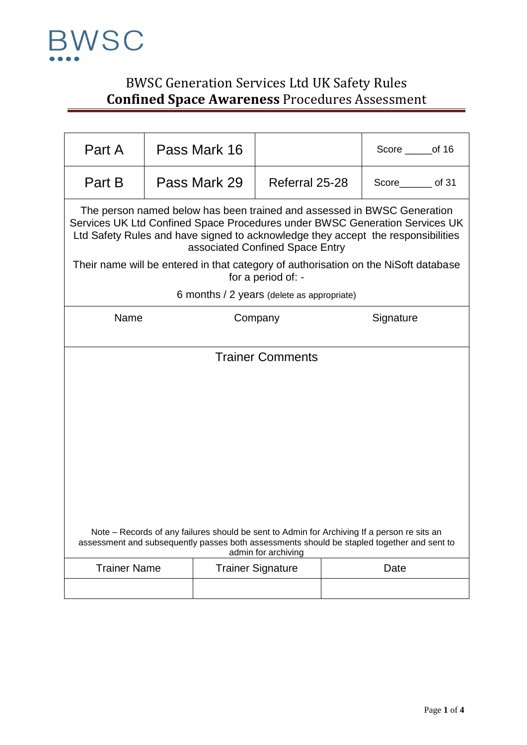BWSC

# BWSC Generation Services Ltd UK Safety Rules
## **Confined Space Awareness** Procedures Assessment

| Part A | Pass Mark 16 | | Score _____of 16 |
|---|---|---|---|
| Part B | Pass Mark 29 | Referral 25-28 | Score______ of 31 |

The person named below has been trained and assessed in BWSC Generation Services UK Ltd Confined Space Procedures under BWSC Generation Services UK Ltd Safety Rules and have signed to acknowledge they accept the responsibilities associated Confined Space Entry

Their name will be entered in that category of authorisation on the NiSoft database for a period of: -

6 months / 2 years (delete as appropriate)

| Name | Company | Signature |
|---|---|---|
| | | |

### Trainer Comments

Note – Records of any failures should be sent to Admin for Archiving If a person re sits an assessment and subsequently passes both assessments should be stapled together and sent to admin for archiving

| Trainer Name | Trainer Signature | Date |
|---|---|---|
| | | |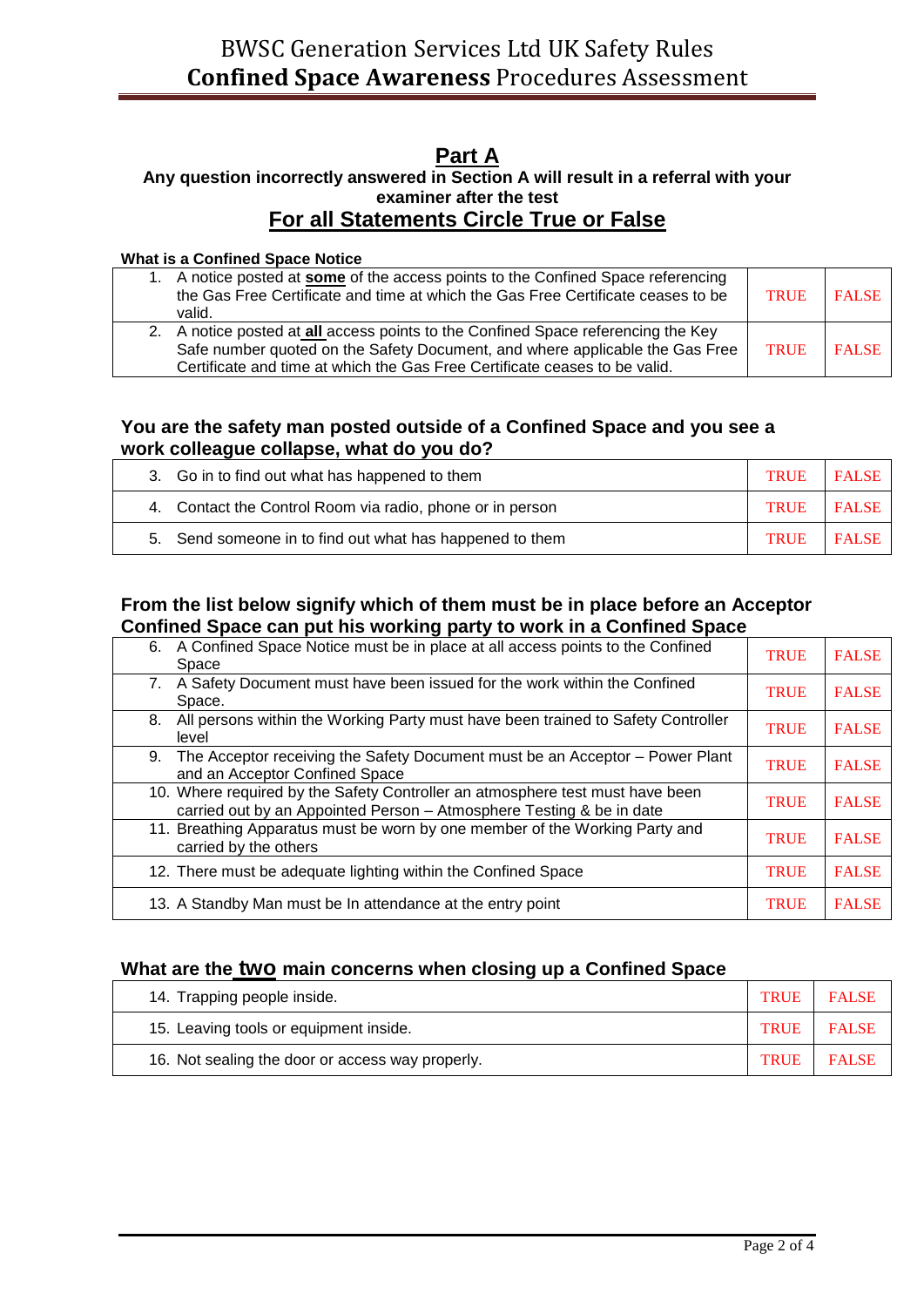## Part A

**Any question incorrectly answered in Section A will result in a referral with your examiner after the test**

## For all Statements Circle True or False

**What is a Confined Space Notice**

| | | |
|---|---|---|
| 1. A notice posted at **some** of the access points to the Confined Space referencing the Gas Free Certificate and time at which the Gas Free Certificate ceases to be valid. | TRUE | FALSE |
| 2. A notice posted at **all** access points to the Confined Space referencing the Key Safe number quoted on the Safety Document, and where applicable the Gas Free Certificate and time at which the Gas Free Certificate ceases to be valid. | TRUE | FALSE |

### You are the safety man posted outside of a Confined Space and you see a work colleague collapse, what do you do?

| | | |
|---|---|---|
| 3. Go in to find out what has happened to them | TRUE | FALSE |
| 4. Contact the Control Room via radio, phone or in person | TRUE | FALSE |
| 5. Send someone in to find out what has happened to them | TRUE | FALSE |

### From the list below signify which of them must be in place before an Acceptor Confined Space can put his working party to work in a Confined Space

| | | |
|---|---|---|
| 6. A Confined Space Notice must be in place at all access points to the Confined Space | TRUE | FALSE |
| 7. A Safety Document must have been issued for the work within the Confined Space. | TRUE | FALSE |
| 8. All persons within the Working Party must have been trained to Safety Controller level | TRUE | FALSE |
| 9. The Acceptor receiving the Safety Document must be an Acceptor – Power Plant and an Acceptor Confined Space | TRUE | FALSE |
| 10. Where required by the Safety Controller an atmosphere test must have been carried out by an Appointed Person – Atmosphere Testing & be in date | TRUE | FALSE |
| 11. Breathing Apparatus must be worn by one member of the Working Party and carried by the others | TRUE | FALSE |
| 12. There must be adequate lighting within the Confined Space | TRUE | FALSE |
| 13. A Standby Man must be In attendance at the entry point | TRUE | FALSE |

### What are the <u>two</u> main concerns when closing up a Confined Space

| | | |
|---|---|---|
| 14. Trapping people inside. | TRUE | FALSE |
| 15. Leaving tools or equipment inside. | TRUE | FALSE |
| 16. Not sealing the door or access way properly. | TRUE | FALSE |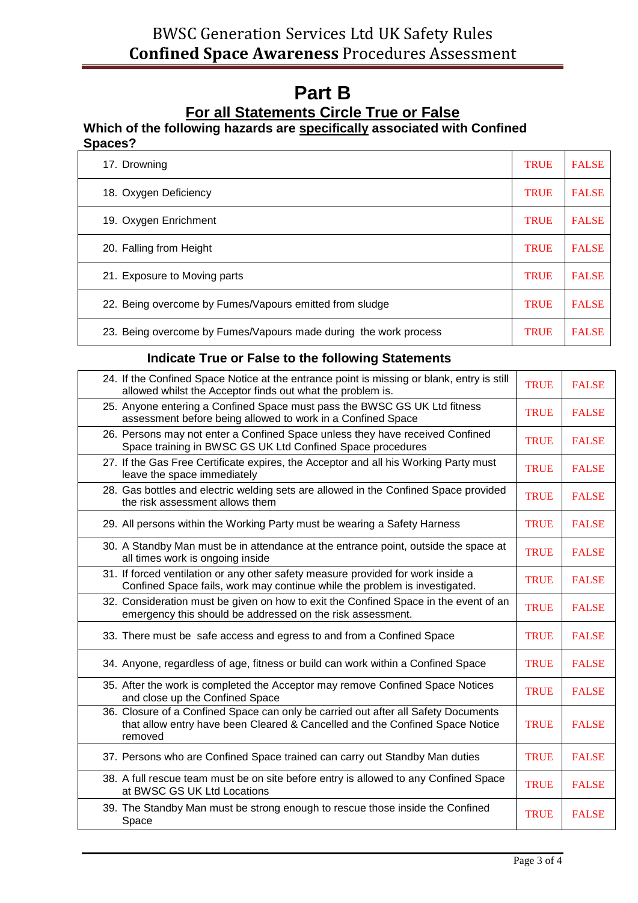# Part B

## For all Statements Circle True or False

**Which of the following hazards are specifically associated with Confined Spaces?**

| | | |
|---|---|---|
| 17. Drowning | TRUE | FALSE |
| 18. Oxygen Deficiency | TRUE | FALSE |
| 19. Oxygen Enrichment | TRUE | FALSE |
| 20. Falling from Height | TRUE | FALSE |
| 21. Exposure to Moving parts | TRUE | FALSE |
| 22. Being overcome by Fumes/Vapours emitted from sludge | TRUE | FALSE |
| 23. Being overcome by Fumes/Vapours made during the work process | TRUE | FALSE |

### Indicate True or False to the following Statements

| | | |
|---|---|---|
| 24. If the Confined Space Notice at the entrance point is missing or blank, entry is still allowed whilst the Acceptor finds out what the problem is. | TRUE | FALSE |
| 25. Anyone entering a Confined Space must pass the BWSC GS UK Ltd fitness assessment before being allowed to work in a Confined Space | TRUE | FALSE |
| 26. Persons may not enter a Confined Space unless they have received Confined Space training in BWSC GS UK Ltd Confined Space procedures | TRUE | FALSE |
| 27. If the Gas Free Certificate expires, the Acceptor and all his Working Party must leave the space immediately | TRUE | FALSE |
| 28. Gas bottles and electric welding sets are allowed in the Confined Space provided the risk assessment allows them | TRUE | FALSE |
| 29. All persons within the Working Party must be wearing a Safety Harness | TRUE | FALSE |
| 30. A Standby Man must be in attendance at the entrance point, outside the space at all times work is ongoing inside | TRUE | FALSE |
| 31. If forced ventilation or any other safety measure provided for work inside a Confined Space fails, work may continue while the problem is investigated. | TRUE | FALSE |
| 32. Consideration must be given on how to exit the Confined Space in the event of an emergency this should be addressed on the risk assessment. | TRUE | FALSE |
| 33. There must be safe access and egress to and from a Confined Space | TRUE | FALSE |
| 34. Anyone, regardless of age, fitness or build can work within a Confined Space | TRUE | FALSE |
| 35. After the work is completed the Acceptor may remove Confined Space Notices and close up the Confined Space | TRUE | FALSE |
| 36. Closure of a Confined Space can only be carried out after all Safety Documents that allow entry have been Cleared & Cancelled and the Confined Space Notice removed | TRUE | FALSE |
| 37. Persons who are Confined Space trained can carry out Standby Man duties | TRUE | FALSE |
| 38. A full rescue team must be on site before entry is allowed to any Confined Space at BWSC GS UK Ltd Locations | TRUE | FALSE |
| 39. The Standby Man must be strong enough to rescue those inside the Confined Space | TRUE | FALSE |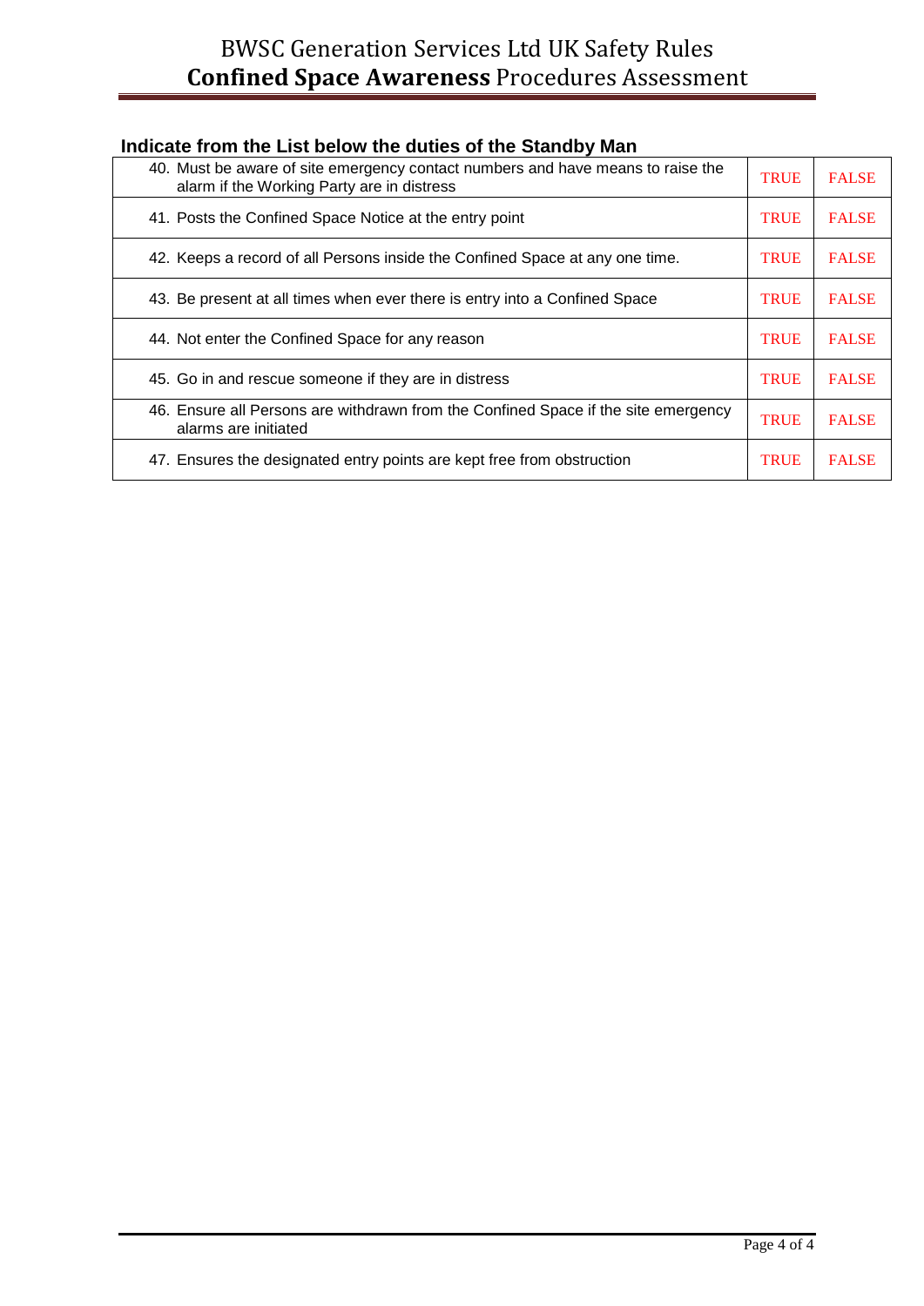## Indicate from the List below the duties of the Standby Man

| | | |
|---|---|---|
| 40. Must be aware of site emergency contact numbers and have means to raise the alarm if the Working Party are in distress | TRUE | FALSE |
| 41. Posts the Confined Space Notice at the entry point | TRUE | FALSE |
| 42. Keeps a record of all Persons inside the Confined Space at any one time. | TRUE | FALSE |
| 43. Be present at all times when ever there is entry into a Confined Space | TRUE | FALSE |
| 44. Not enter the Confined Space for any reason | TRUE | FALSE |
| 45. Go in and rescue someone if they are in distress | TRUE | FALSE |
| 46. Ensure all Persons are withdrawn from the Confined Space if the site emergency alarms are initiated | TRUE | FALSE |
| 47. Ensures the designated entry points are kept free from obstruction | TRUE | FALSE |